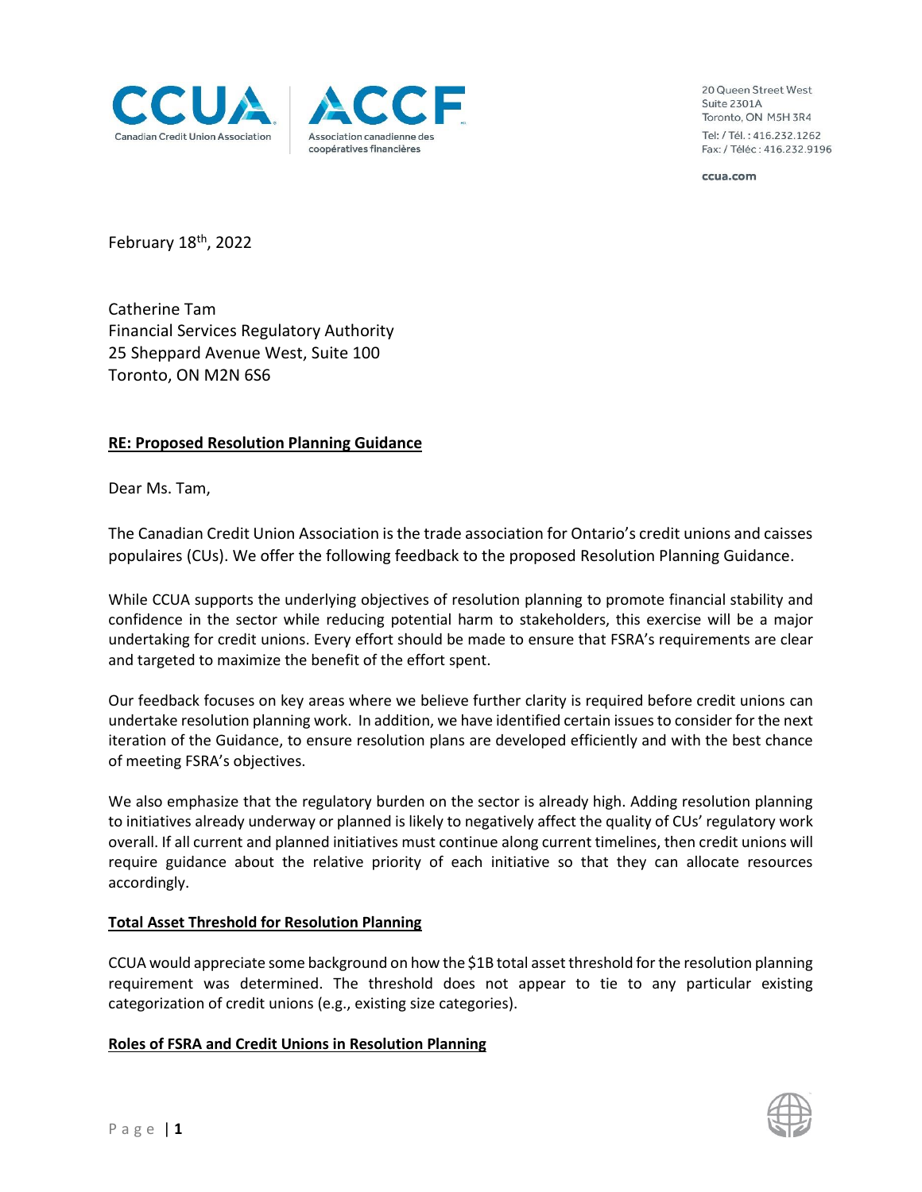CCUA | ACCF
Canadian Credit Union Association | Association canadienne des coopératives financières

20 Queen Street West
Suite 2301A
Toronto, ON M5H 3R4
Tel: / Tél. : 416.232.1262
Fax: / Téléc : 416.232.9196

ccua.com

February 18th, 2022

Catherine Tam
Financial Services Regulatory Authority
25 Sheppard Avenue West, Suite 100
Toronto, ON M2N 6S6

**RE: Proposed Resolution Planning Guidance**

Dear Ms. Tam,

The Canadian Credit Union Association is the trade association for Ontario's credit unions and caisses populaires (CUs). We offer the following feedback to the proposed Resolution Planning Guidance.

While CCUA supports the underlying objectives of resolution planning to promote financial stability and confidence in the sector while reducing potential harm to stakeholders, this exercise will be a major undertaking for credit unions. Every effort should be made to ensure that FSRA's requirements are clear and targeted to maximize the benefit of the effort spent.

Our feedback focuses on key areas where we believe further clarity is required before credit unions can undertake resolution planning work. In addition, we have identified certain issues to consider for the next iteration of the Guidance, to ensure resolution plans are developed efficiently and with the best chance of meeting FSRA's objectives.

We also emphasize that the regulatory burden on the sector is already high. Adding resolution planning to initiatives already underway or planned is likely to negatively affect the quality of CUs' regulatory work overall. If all current and planned initiatives must continue along current timelines, then credit unions will require guidance about the relative priority of each initiative so that they can allocate resources accordingly.

**Total Asset Threshold for Resolution Planning**

CCUA would appreciate some background on how the $1B total asset threshold for the resolution planning requirement was determined. The threshold does not appear to tie to any particular existing categorization of credit unions (e.g., existing size categories).

**Roles of FSRA and Credit Unions in Resolution Planning**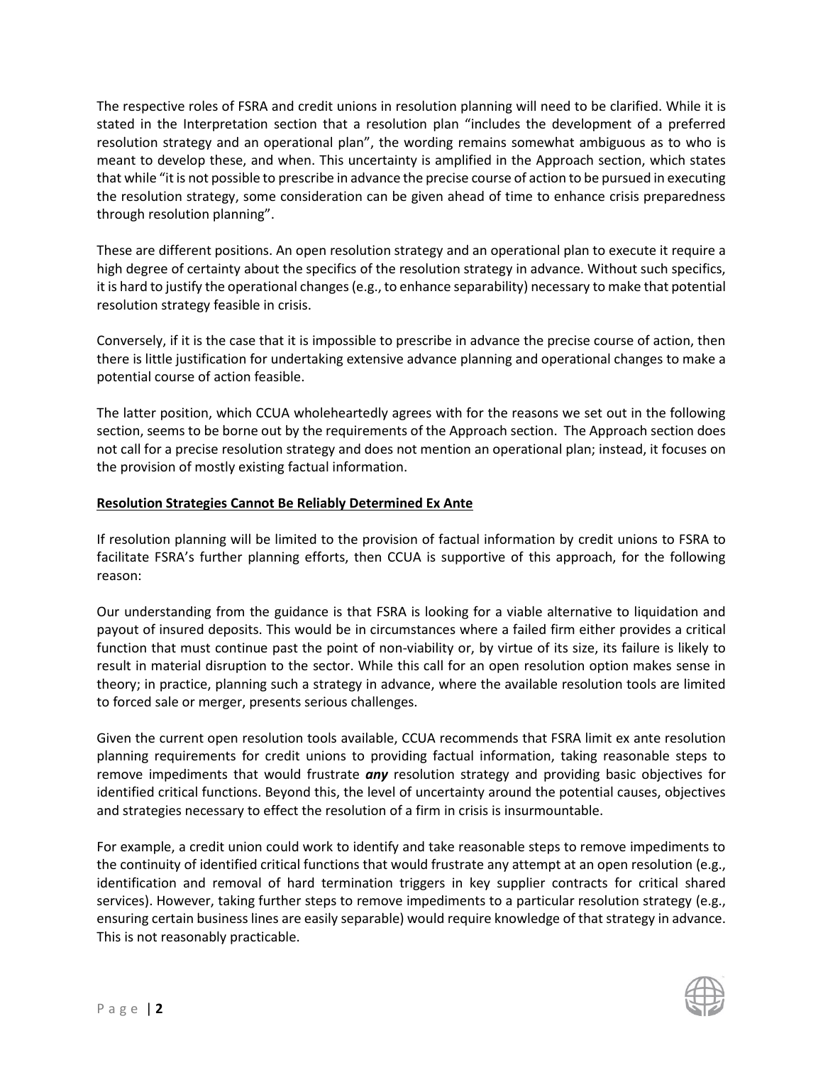The respective roles of FSRA and credit unions in resolution planning will need to be clarified. While it is stated in the Interpretation section that a resolution plan "includes the development of a preferred resolution strategy and an operational plan", the wording remains somewhat ambiguous as to who is meant to develop these, and when. This uncertainty is amplified in the Approach section, which states that while "it is not possible to prescribe in advance the precise course of action to be pursued in executing the resolution strategy, some consideration can be given ahead of time to enhance crisis preparedness through resolution planning".

These are different positions. An open resolution strategy and an operational plan to execute it require a high degree of certainty about the specifics of the resolution strategy in advance. Without such specifics, it is hard to justify the operational changes (e.g., to enhance separability) necessary to make that potential resolution strategy feasible in crisis.

Conversely, if it is the case that it is impossible to prescribe in advance the precise course of action, then there is little justification for undertaking extensive advance planning and operational changes to make a potential course of action feasible.

The latter position, which CCUA wholeheartedly agrees with for the reasons we set out in the following section, seems to be borne out by the requirements of the Approach section. The Approach section does not call for a precise resolution strategy and does not mention an operational plan; instead, it focuses on the provision of mostly existing factual information.

**Resolution Strategies Cannot Be Reliably Determined Ex Ante**

If resolution planning will be limited to the provision of factual information by credit unions to FSRA to facilitate FSRA's further planning efforts, then CCUA is supportive of this approach, for the following reason:

Our understanding from the guidance is that FSRA is looking for a viable alternative to liquidation and payout of insured deposits. This would be in circumstances where a failed firm either provides a critical function that must continue past the point of non-viability or, by virtue of its size, its failure is likely to result in material disruption to the sector. While this call for an open resolution option makes sense in theory; in practice, planning such a strategy in advance, where the available resolution tools are limited to forced sale or merger, presents serious challenges.

Given the current open resolution tools available, CCUA recommends that FSRA limit ex ante resolution planning requirements for credit unions to providing factual information, taking reasonable steps to remove impediments that would frustrate ***any*** resolution strategy and providing basic objectives for identified critical functions. Beyond this, the level of uncertainty around the potential causes, objectives and strategies necessary to effect the resolution of a firm in crisis is insurmountable.

For example, a credit union could work to identify and take reasonable steps to remove impediments to the continuity of identified critical functions that would frustrate any attempt at an open resolution (e.g., identification and removal of hard termination triggers in key supplier contracts for critical shared services). However, taking further steps to remove impediments to a particular resolution strategy (e.g., ensuring certain business lines are easily separable) would require knowledge of that strategy in advance. This is not reasonably practicable.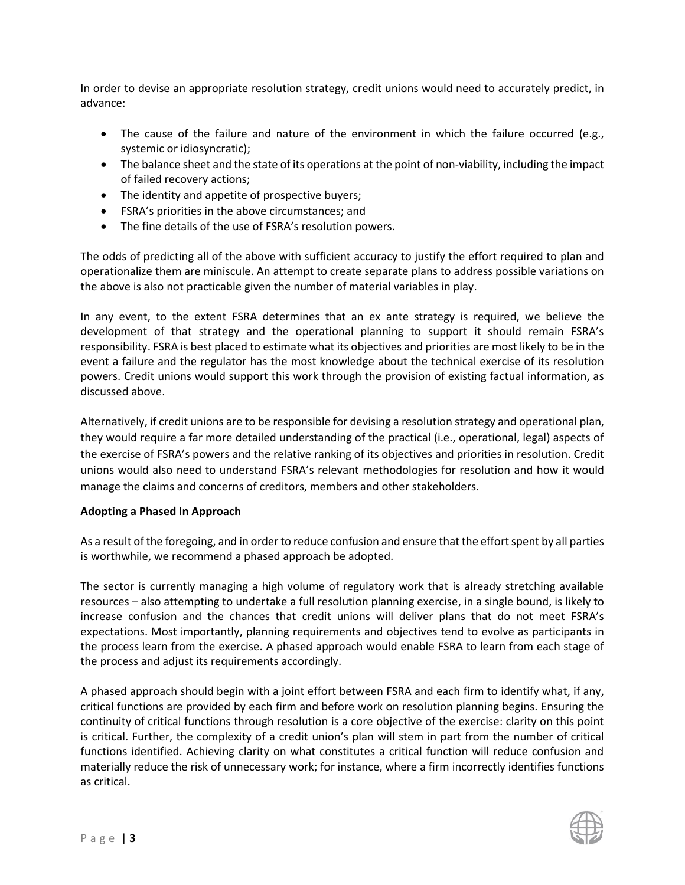In order to devise an appropriate resolution strategy, credit unions would need to accurately predict, in advance:

- The cause of the failure and nature of the environment in which the failure occurred (e.g., systemic or idiosyncratic);
- The balance sheet and the state of its operations at the point of non-viability, including the impact of failed recovery actions;
- The identity and appetite of prospective buyers;
- FSRA's priorities in the above circumstances; and
- The fine details of the use of FSRA's resolution powers.

The odds of predicting all of the above with sufficient accuracy to justify the effort required to plan and operationalize them are miniscule. An attempt to create separate plans to address possible variations on the above is also not practicable given the number of material variables in play.

In any event, to the extent FSRA determines that an ex ante strategy is required, we believe the development of that strategy and the operational planning to support it should remain FSRA's responsibility. FSRA is best placed to estimate what its objectives and priorities are most likely to be in the event a failure and the regulator has the most knowledge about the technical exercise of its resolution powers. Credit unions would support this work through the provision of existing factual information, as discussed above.

Alternatively, if credit unions are to be responsible for devising a resolution strategy and operational plan, they would require a far more detailed understanding of the practical (i.e., operational, legal) aspects of the exercise of FSRA's powers and the relative ranking of its objectives and priorities in resolution. Credit unions would also need to understand FSRA's relevant methodologies for resolution and how it would manage the claims and concerns of creditors, members and other stakeholders.

**Adopting a Phased In Approach**

As a result of the foregoing, and in order to reduce confusion and ensure that the effort spent by all parties is worthwhile, we recommend a phased approach be adopted.

The sector is currently managing a high volume of regulatory work that is already stretching available resources – also attempting to undertake a full resolution planning exercise, in a single bound, is likely to increase confusion and the chances that credit unions will deliver plans that do not meet FSRA's expectations. Most importantly, planning requirements and objectives tend to evolve as participants in the process learn from the exercise. A phased approach would enable FSRA to learn from each stage of the process and adjust its requirements accordingly.

A phased approach should begin with a joint effort between FSRA and each firm to identify what, if any, critical functions are provided by each firm and before work on resolution planning begins. Ensuring the continuity of critical functions through resolution is a core objective of the exercise: clarity on this point is critical. Further, the complexity of a credit union's plan will stem in part from the number of critical functions identified. Achieving clarity on what constitutes a critical function will reduce confusion and materially reduce the risk of unnecessary work; for instance, where a firm incorrectly identifies functions as critical.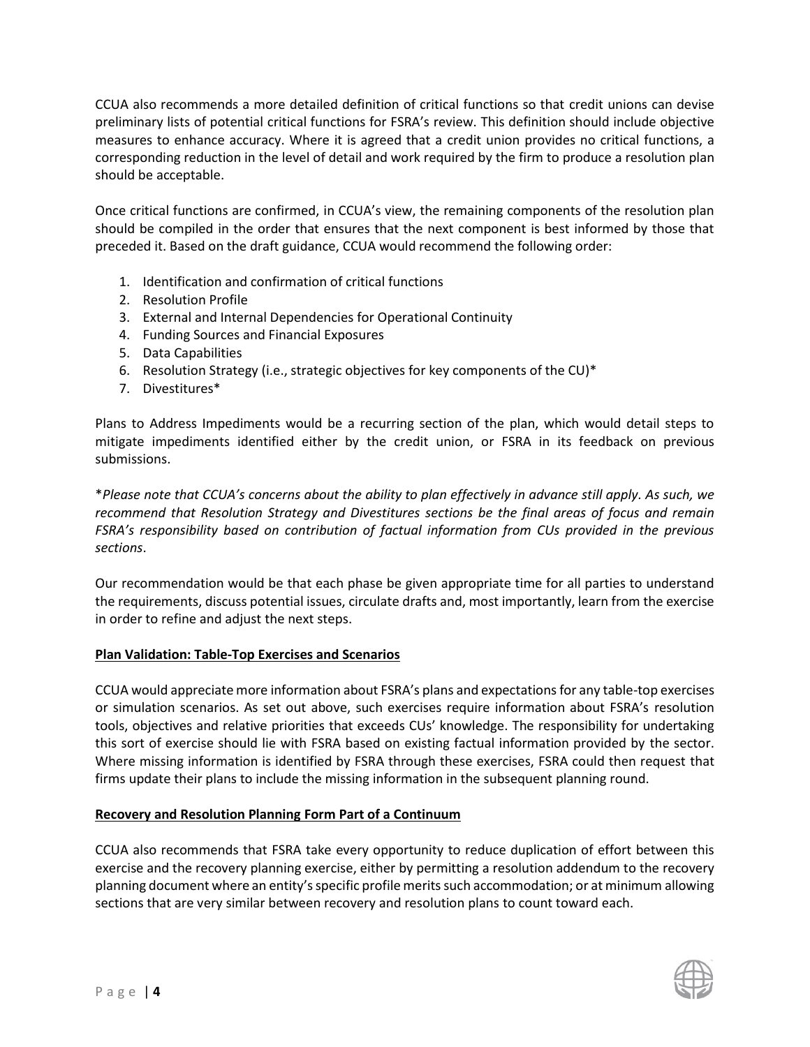CCUA also recommends a more detailed definition of critical functions so that credit unions can devise preliminary lists of potential critical functions for FSRA's review. This definition should include objective measures to enhance accuracy. Where it is agreed that a credit union provides no critical functions, a corresponding reduction in the level of detail and work required by the firm to produce a resolution plan should be acceptable.

Once critical functions are confirmed, in CCUA's view, the remaining components of the resolution plan should be compiled in the order that ensures that the next component is best informed by those that preceded it. Based on the draft guidance, CCUA would recommend the following order:

1. Identification and confirmation of critical functions
2. Resolution Profile
3. External and Internal Dependencies for Operational Continuity
4. Funding Sources and Financial Exposures
5. Data Capabilities
6. Resolution Strategy (i.e., strategic objectives for key components of the CU)*
7. Divestitures*

Plans to Address Impediments would be a recurring section of the plan, which would detail steps to mitigate impediments identified either by the credit union, or FSRA in its feedback on previous submissions.

*\*Please note that CCUA's concerns about the ability to plan effectively in advance still apply. As such, we recommend that Resolution Strategy and Divestitures sections be the final areas of focus and remain FSRA's responsibility based on contribution of factual information from CUs provided in the previous sections.*

Our recommendation would be that each phase be given appropriate time for all parties to understand the requirements, discuss potential issues, circulate drafts and, most importantly, learn from the exercise in order to refine and adjust the next steps.

**<u>Plan Validation: Table-Top Exercises and Scenarios</u>**

CCUA would appreciate more information about FSRA's plans and expectations for any table-top exercises or simulation scenarios. As set out above, such exercises require information about FSRA's resolution tools, objectives and relative priorities that exceeds CUs' knowledge. The responsibility for undertaking this sort of exercise should lie with FSRA based on existing factual information provided by the sector. Where missing information is identified by FSRA through these exercises, FSRA could then request that firms update their plans to include the missing information in the subsequent planning round.

**<u>Recovery and Resolution Planning Form Part of a Continuum</u>**

CCUA also recommends that FSRA take every opportunity to reduce duplication of effort between this exercise and the recovery planning exercise, either by permitting a resolution addendum to the recovery planning document where an entity's specific profile merits such accommodation; or at minimum allowing sections that are very similar between recovery and resolution plans to count toward each.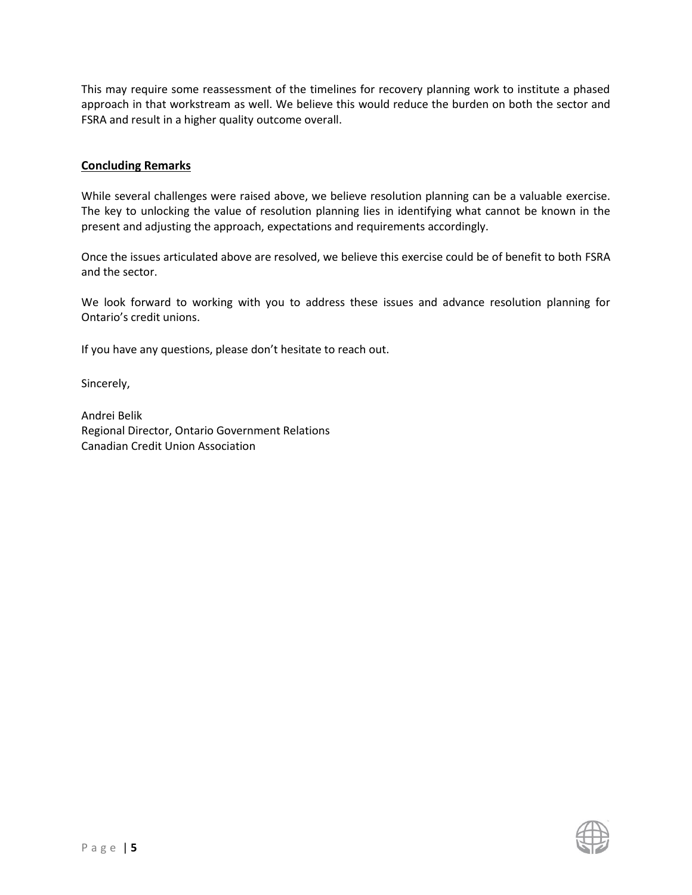This may require some reassessment of the timelines for recovery planning work to institute a phased approach in that workstream as well. We believe this would reduce the burden on both the sector and FSRA and result in a higher quality outcome overall.

## Concluding Remarks

While several challenges were raised above, we believe resolution planning can be a valuable exercise. The key to unlocking the value of resolution planning lies in identifying what cannot be known in the present and adjusting the approach, expectations and requirements accordingly.

Once the issues articulated above are resolved, we believe this exercise could be of benefit to both FSRA and the sector.

We look forward to working with you to address these issues and advance resolution planning for Ontario's credit unions.

If you have any questions, please don't hesitate to reach out.

Sincerely,

Andrei Belik
Regional Director, Ontario Government Relations
Canadian Credit Union Association